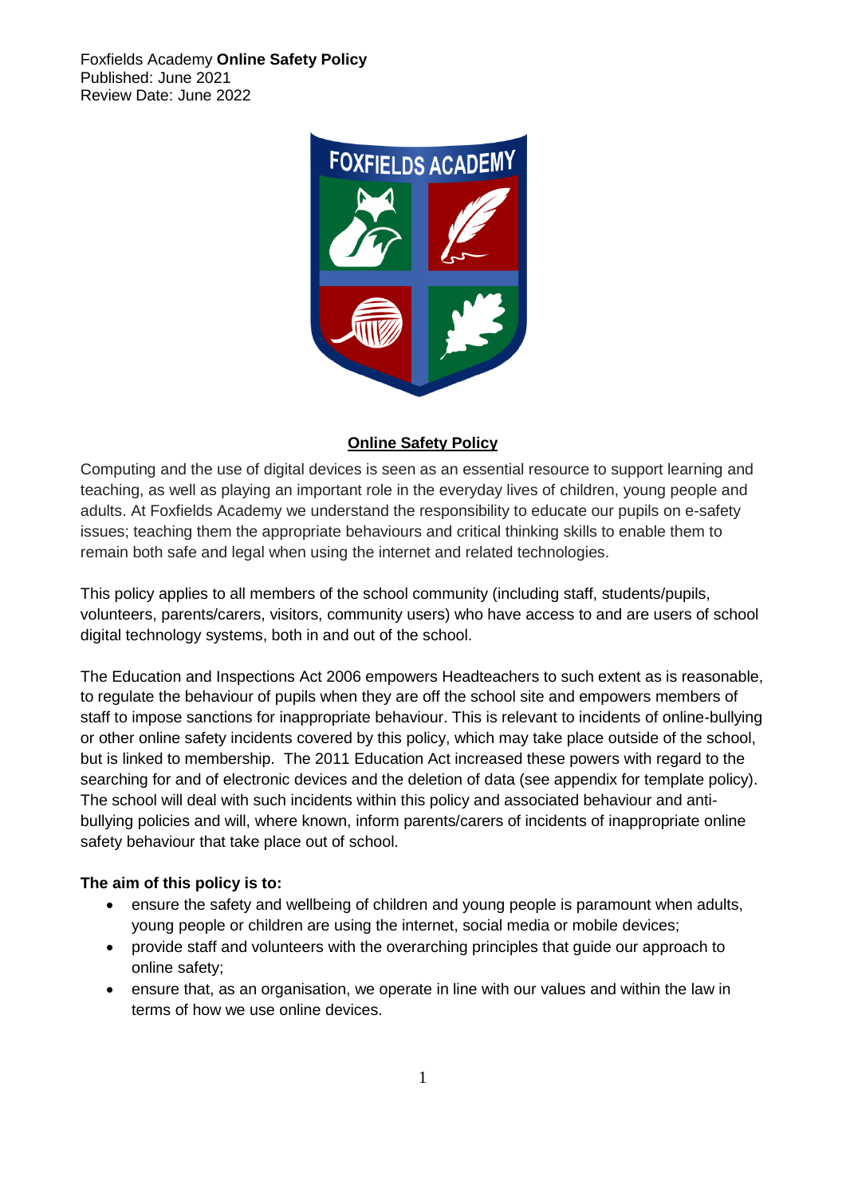Foxfields Academy **Online Safety Policy**
Published: June 2021
Review Date: June 2022

## Online Safety Policy

Computing and the use of digital devices is seen as an essential resource to support learning and teaching, as well as playing an important role in the everyday lives of children, young people and adults. At Foxfields Academy we understand the responsibility to educate our pupils on e-safety issues; teaching them the appropriate behaviours and critical thinking skills to enable them to remain both safe and legal when using the internet and related technologies.

This policy applies to all members of the school community (including staff, students/pupils, volunteers, parents/carers, visitors, community users) who have access to and are users of school digital technology systems, both in and out of the school.

The Education and Inspections Act 2006 empowers Headteachers to such extent as is reasonable, to regulate the behaviour of pupils when they are off the school site and empowers members of staff to impose sanctions for inappropriate behaviour. This is relevant to incidents of online-bullying or other online safety incidents covered by this policy, which may take place outside of the school, but is linked to membership. The 2011 Education Act increased these powers with regard to the searching for and of electronic devices and the deletion of data (see appendix for template policy). The school will deal with such incidents within this policy and associated behaviour and anti-bullying policies and will, where known, inform parents/carers of incidents of inappropriate online safety behaviour that take place out of school.

**The aim of this policy is to:**

- ensure the safety and wellbeing of children and young people is paramount when adults, young people or children are using the internet, social media or mobile devices;
- provide staff and volunteers with the overarching principles that guide our approach to online safety;
- ensure that, as an organisation, we operate in line with our values and within the law in terms of how we use online devices.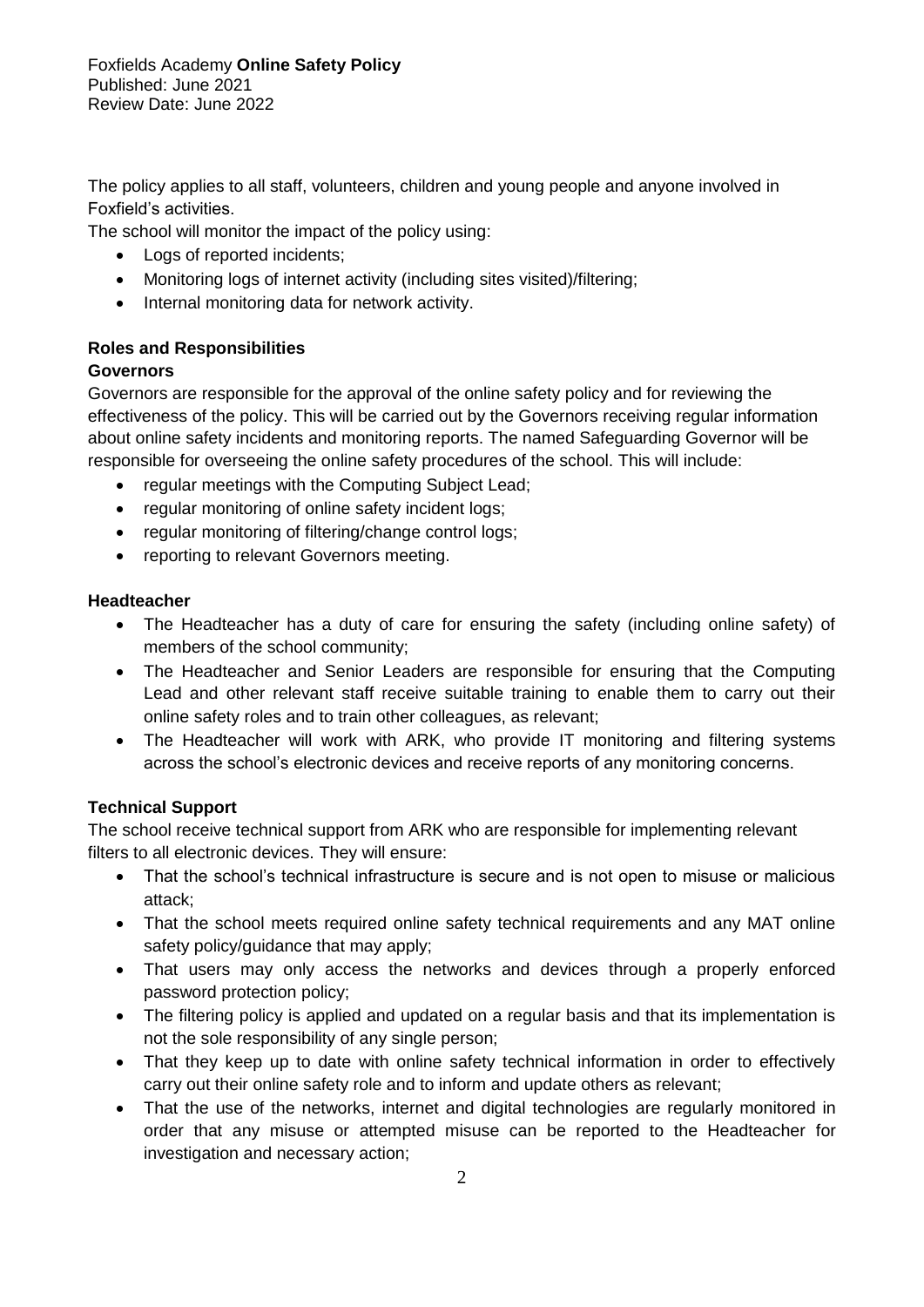Foxfields Academy **Online Safety Policy**
Published: June 2021
Review Date: June 2022

The policy applies to all staff, volunteers, children and young people and anyone involved in Foxfield's activities.

The school will monitor the impact of the policy using:

- Logs of reported incidents;
- Monitoring logs of internet activity (including sites visited)/filtering;
- Internal monitoring data for network activity.

## Roles and Responsibilities

### Governors

Governors are responsible for the approval of the online safety policy and for reviewing the effectiveness of the policy. This will be carried out by the Governors receiving regular information about online safety incidents and monitoring reports. The named Safeguarding Governor will be responsible for overseeing the online safety procedures of the school. This will include:

- regular meetings with the Computing Subject Lead;
- regular monitoring of online safety incident logs;
- regular monitoring of filtering/change control logs;
- reporting to relevant Governors meeting.

### Headteacher

- The Headteacher has a duty of care for ensuring the safety (including online safety) of members of the school community;
- The Headteacher and Senior Leaders are responsible for ensuring that the Computing Lead and other relevant staff receive suitable training to enable them to carry out their online safety roles and to train other colleagues, as relevant;
- The Headteacher will work with ARK, who provide IT monitoring and filtering systems across the school's electronic devices and receive reports of any monitoring concerns.

### Technical Support

The school receive technical support from ARK who are responsible for implementing relevant filters to all electronic devices. They will ensure:

- That the school's technical infrastructure is secure and is not open to misuse or malicious attack;
- That the school meets required online safety technical requirements and any MAT online safety policy/guidance that may apply;
- That users may only access the networks and devices through a properly enforced password protection policy;
- The filtering policy is applied and updated on a regular basis and that its implementation is not the sole responsibility of any single person;
- That they keep up to date with online safety technical information in order to effectively carry out their online safety role and to inform and update others as relevant;
- That the use of the networks, internet and digital technologies are regularly monitored in order that any misuse or attempted misuse can be reported to the Headteacher for investigation and necessary action;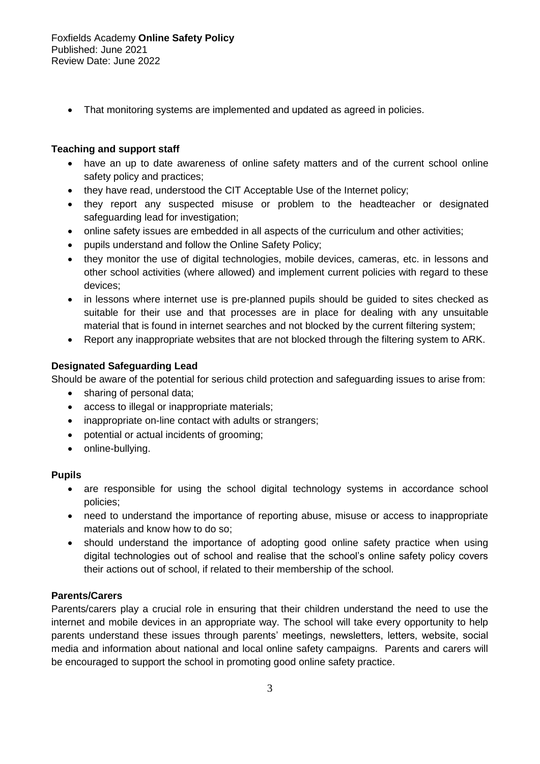- That monitoring systems are implemented and updated as agreed in policies.

**Teaching and support staff**

- have an up to date awareness of online safety matters and of the current school online safety policy and practices;
- they have read, understood the CIT Acceptable Use of the Internet policy;
- they report any suspected misuse or problem to the headteacher or designated safeguarding lead for investigation;
- online safety issues are embedded in all aspects of the curriculum and other activities;
- pupils understand and follow the Online Safety Policy;
- they monitor the use of digital technologies, mobile devices, cameras, etc. in lessons and other school activities (where allowed) and implement current policies with regard to these devices;
- in lessons where internet use is pre-planned pupils should be guided to sites checked as suitable for their use and that processes are in place for dealing with any unsuitable material that is found in internet searches and not blocked by the current filtering system;
- Report any inappropriate websites that are not blocked through the filtering system to ARK.

**Designated Safeguarding Lead**

Should be aware of the potential for serious child protection and safeguarding issues to arise from:

- sharing of personal data;
- access to illegal or inappropriate materials;
- inappropriate on-line contact with adults or strangers;
- potential or actual incidents of grooming;
- online-bullying.

**Pupils**

- are responsible for using the school digital technology systems in accordance school policies;
- need to understand the importance of reporting abuse, misuse or access to inappropriate materials and know how to do so;
- should understand the importance of adopting good online safety practice when using digital technologies out of school and realise that the school's online safety policy covers their actions out of school, if related to their membership of the school.

**Parents/Carers**

Parents/carers play a crucial role in ensuring that their children understand the need to use the internet and mobile devices in an appropriate way. The school will take every opportunity to help parents understand these issues through parents' meetings, newsletters, letters, website, social media and information about national and local online safety campaigns. Parents and carers will be encouraged to support the school in promoting good online safety practice.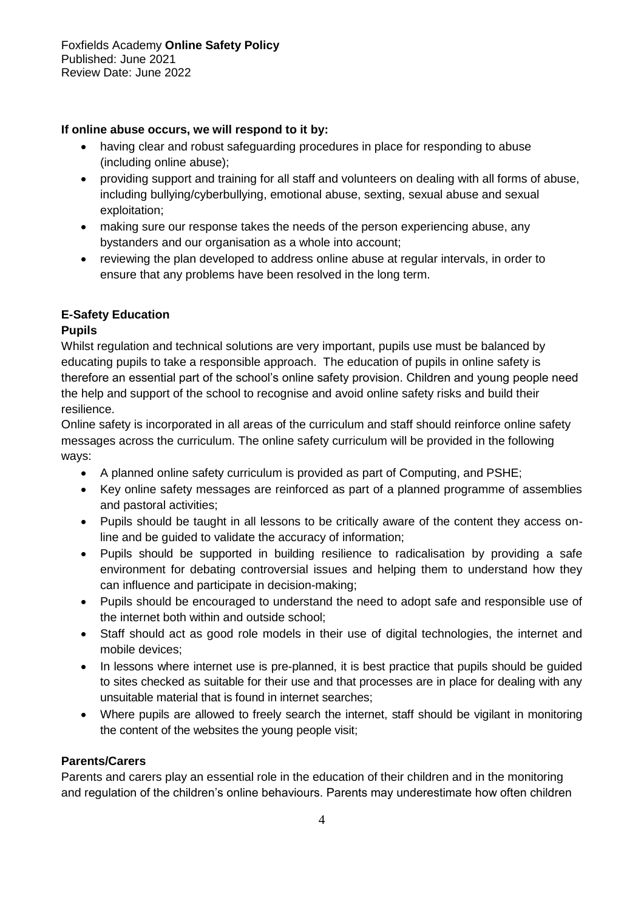**If online abuse occurs, we will respond to it by:**

- having clear and robust safeguarding procedures in place for responding to abuse (including online abuse);
- providing support and training for all staff and volunteers on dealing with all forms of abuse, including bullying/cyberbullying, emotional abuse, sexting, sexual abuse and sexual exploitation;
- making sure our response takes the needs of the person experiencing abuse, any bystanders and our organisation as a whole into account;
- reviewing the plan developed to address online abuse at regular intervals, in order to ensure that any problems have been resolved in the long term.

## E-Safety Education

### Pupils

Whilst regulation and technical solutions are very important, pupils use must be balanced by educating pupils to take a responsible approach. The education of pupils in online safety is therefore an essential part of the school's online safety provision. Children and young people need the help and support of the school to recognise and avoid online safety risks and build their resilience.

Online safety is incorporated in all areas of the curriculum and staff should reinforce online safety messages across the curriculum. The online safety curriculum will be provided in the following ways:

- A planned online safety curriculum is provided as part of Computing, and PSHE;
- Key online safety messages are reinforced as part of a planned programme of assemblies and pastoral activities;
- Pupils should be taught in all lessons to be critically aware of the content they access on-line and be guided to validate the accuracy of information;
- Pupils should be supported in building resilience to radicalisation by providing a safe environment for debating controversial issues and helping them to understand how they can influence and participate in decision-making;
- Pupils should be encouraged to understand the need to adopt safe and responsible use of the internet both within and outside school;
- Staff should act as good role models in their use of digital technologies, the internet and mobile devices;
- In lessons where internet use is pre-planned, it is best practice that pupils should be guided to sites checked as suitable for their use and that processes are in place for dealing with any unsuitable material that is found in internet searches;
- Where pupils are allowed to freely search the internet, staff should be vigilant in monitoring the content of the websites the young people visit;

### Parents/Carers

Parents and carers play an essential role in the education of their children and in the monitoring and regulation of the children's online behaviours. Parents may underestimate how often children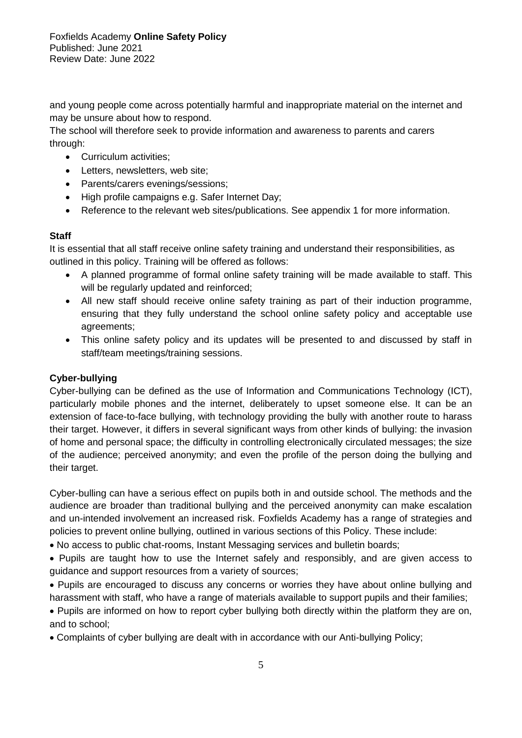and young people come across potentially harmful and inappropriate material on the internet and may be unsure about how to respond.

The school will therefore seek to provide information and awareness to parents and carers through:

- Curriculum activities;
- Letters, newsletters, web site;
- Parents/carers evenings/sessions;
- High profile campaigns e.g. Safer Internet Day;
- Reference to the relevant web sites/publications. See appendix 1 for more information.

**Staff**

It is essential that all staff receive online safety training and understand their responsibilities, as outlined in this policy. Training will be offered as follows:

- A planned programme of formal online safety training will be made available to staff. This will be regularly updated and reinforced;
- All new staff should receive online safety training as part of their induction programme, ensuring that they fully understand the school online safety policy and acceptable use agreements;
- This online safety policy and its updates will be presented to and discussed by staff in staff/team meetings/training sessions.

**Cyber-bullying**

Cyber-bullying can be defined as the use of Information and Communications Technology (ICT), particularly mobile phones and the internet, deliberately to upset someone else. It can be an extension of face-to-face bullying, with technology providing the bully with another route to harass their target. However, it differs in several significant ways from other kinds of bullying: the invasion of home and personal space; the difficulty in controlling electronically circulated messages; the size of the audience; perceived anonymity; and even the profile of the person doing the bullying and their target.

Cyber-bulling can have a serious effect on pupils both in and outside school. The methods and the audience are broader than traditional bullying and the perceived anonymity can make escalation and un-intended involvement an increased risk. Foxfields Academy has a range of strategies and policies to prevent online bullying, outlined in various sections of this Policy. These include:

- No access to public chat-rooms, Instant Messaging services and bulletin boards;
- Pupils are taught how to use the Internet safely and responsibly, and are given access to guidance and support resources from a variety of sources;
- Pupils are encouraged to discuss any concerns or worries they have about online bullying and harassment with staff, who have a range of materials available to support pupils and their families;
- Pupils are informed on how to report cyber bullying both directly within the platform they are on, and to school;
- Complaints of cyber bullying are dealt with in accordance with our Anti-bullying Policy;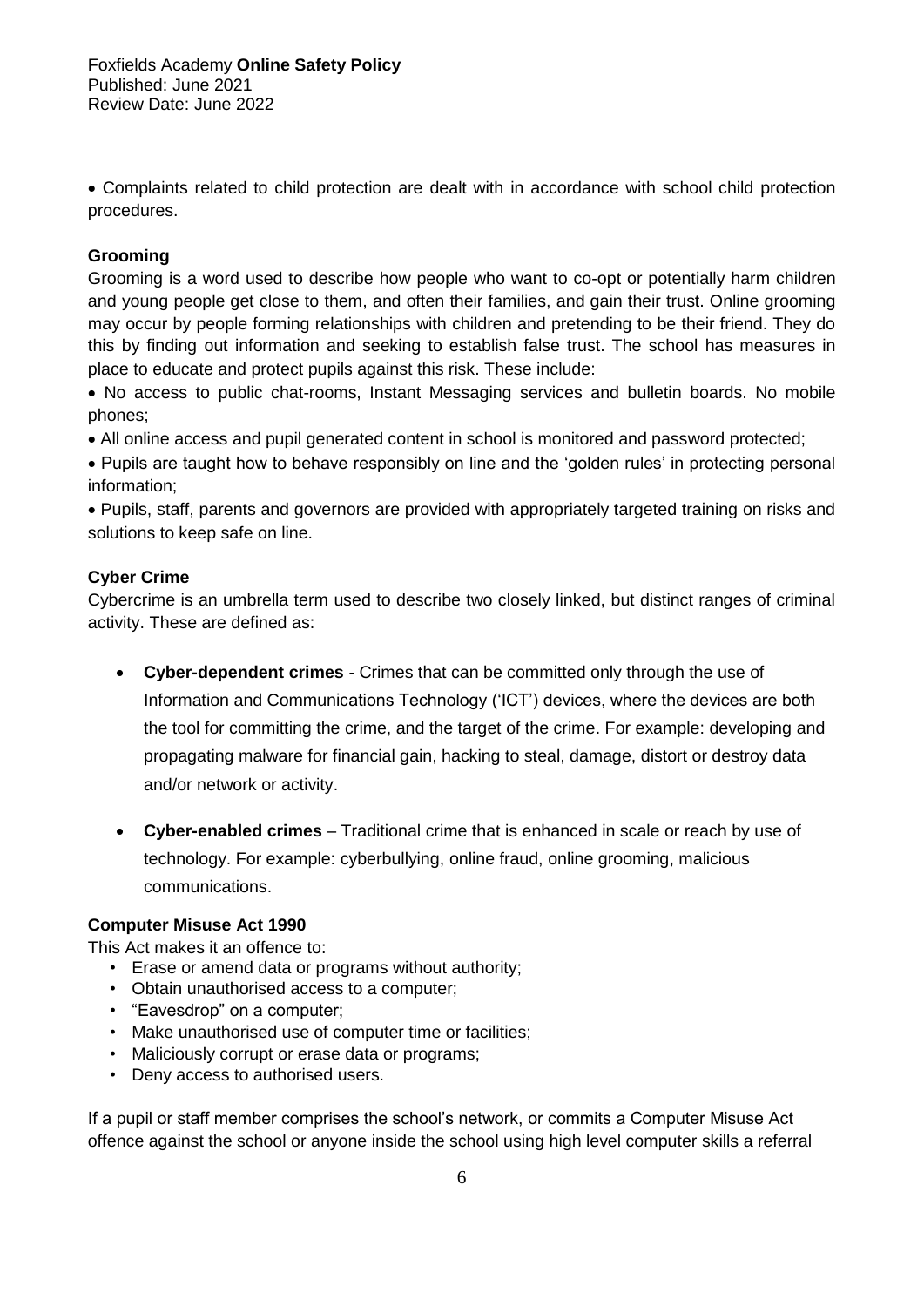- Complaints related to child protection are dealt with in accordance with school child protection procedures.

**Grooming**

Grooming is a word used to describe how people who want to co-opt or potentially harm children and young people get close to them, and often their families, and gain their trust. Online grooming may occur by people forming relationships with children and pretending to be their friend. They do this by finding out information and seeking to establish false trust. The school has measures in place to educate and protect pupils against this risk. These include:

- No access to public chat-rooms, Instant Messaging services and bulletin boards. No mobile phones;
- All online access and pupil generated content in school is monitored and password protected;
- Pupils are taught how to behave responsibly on line and the 'golden rules' in protecting personal information;
- Pupils, staff, parents and governors are provided with appropriately targeted training on risks and solutions to keep safe on line.

**Cyber Crime**

Cybercrime is an umbrella term used to describe two closely linked, but distinct ranges of criminal activity. These are defined as:

- **Cyber-dependent crimes** - Crimes that can be committed only through the use of Information and Communications Technology ('ICT') devices, where the devices are both the tool for committing the crime, and the target of the crime. For example: developing and propagating malware for financial gain, hacking to steal, damage, distort or destroy data and/or network or activity.
- **Cyber-enabled crimes** – Traditional crime that is enhanced in scale or reach by use of technology. For example: cyberbullying, online fraud, online grooming, malicious communications.

**Computer Misuse Act 1990**

This Act makes it an offence to:

- Erase or amend data or programs without authority;
- Obtain unauthorised access to a computer;
- "Eavesdrop" on a computer;
- Make unauthorised use of computer time or facilities;
- Maliciously corrupt or erase data or programs;
- Deny access to authorised users.

If a pupil or staff member comprises the school's network, or commits a Computer Misuse Act offence against the school or anyone inside the school using high level computer skills a referral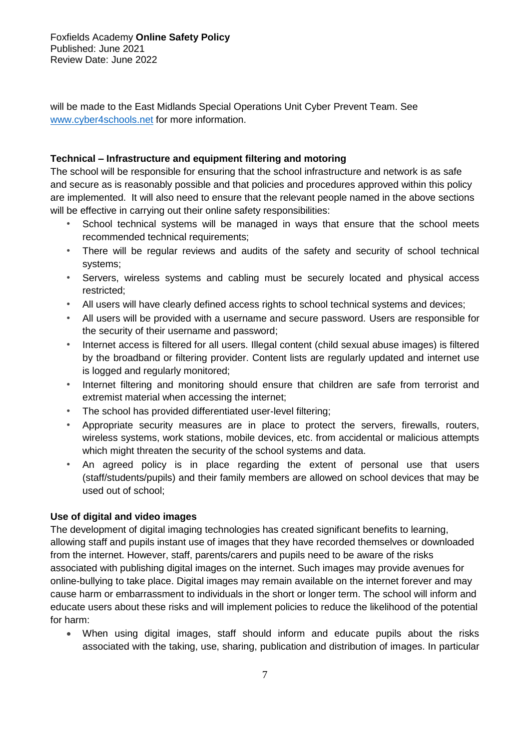will be made to the East Midlands Special Operations Unit Cyber Prevent Team. See [www.cyber4schools.net](www.cyber4schools.net) for more information.

**Technical – Infrastructure and equipment filtering and motoring**

The school will be responsible for ensuring that the school infrastructure and network is as safe and secure as is reasonably possible and that policies and procedures approved within this policy are implemented. It will also need to ensure that the relevant people named in the above sections will be effective in carrying out their online safety responsibilities:

- School technical systems will be managed in ways that ensure that the school meets recommended technical requirements;
- There will be regular reviews and audits of the safety and security of school technical systems;
- Servers, wireless systems and cabling must be securely located and physical access restricted;
- All users will have clearly defined access rights to school technical systems and devices;
- All users will be provided with a username and secure password. Users are responsible for the security of their username and password;
- Internet access is filtered for all users. Illegal content (child sexual abuse images) is filtered by the broadband or filtering provider. Content lists are regularly updated and internet use is logged and regularly monitored;
- Internet filtering and monitoring should ensure that children are safe from terrorist and extremist material when accessing the internet;
- The school has provided differentiated user-level filtering;
- Appropriate security measures are in place to protect the servers, firewalls, routers, wireless systems, work stations, mobile devices, etc. from accidental or malicious attempts which might threaten the security of the school systems and data.
- An agreed policy is in place regarding the extent of personal use that users (staff/students/pupils) and their family members are allowed on school devices that may be used out of school;

**Use of digital and video images**

The development of digital imaging technologies has created significant benefits to learning, allowing staff and pupils instant use of images that they have recorded themselves or downloaded from the internet. However, staff, parents/carers and pupils need to be aware of the risks associated with publishing digital images on the internet. Such images may provide avenues for online-bullying to take place. Digital images may remain available on the internet forever and may cause harm or embarrassment to individuals in the short or longer term. The school will inform and educate users about these risks and will implement policies to reduce the likelihood of the potential for harm:

- When using digital images, staff should inform and educate pupils about the risks associated with the taking, use, sharing, publication and distribution of images. In particular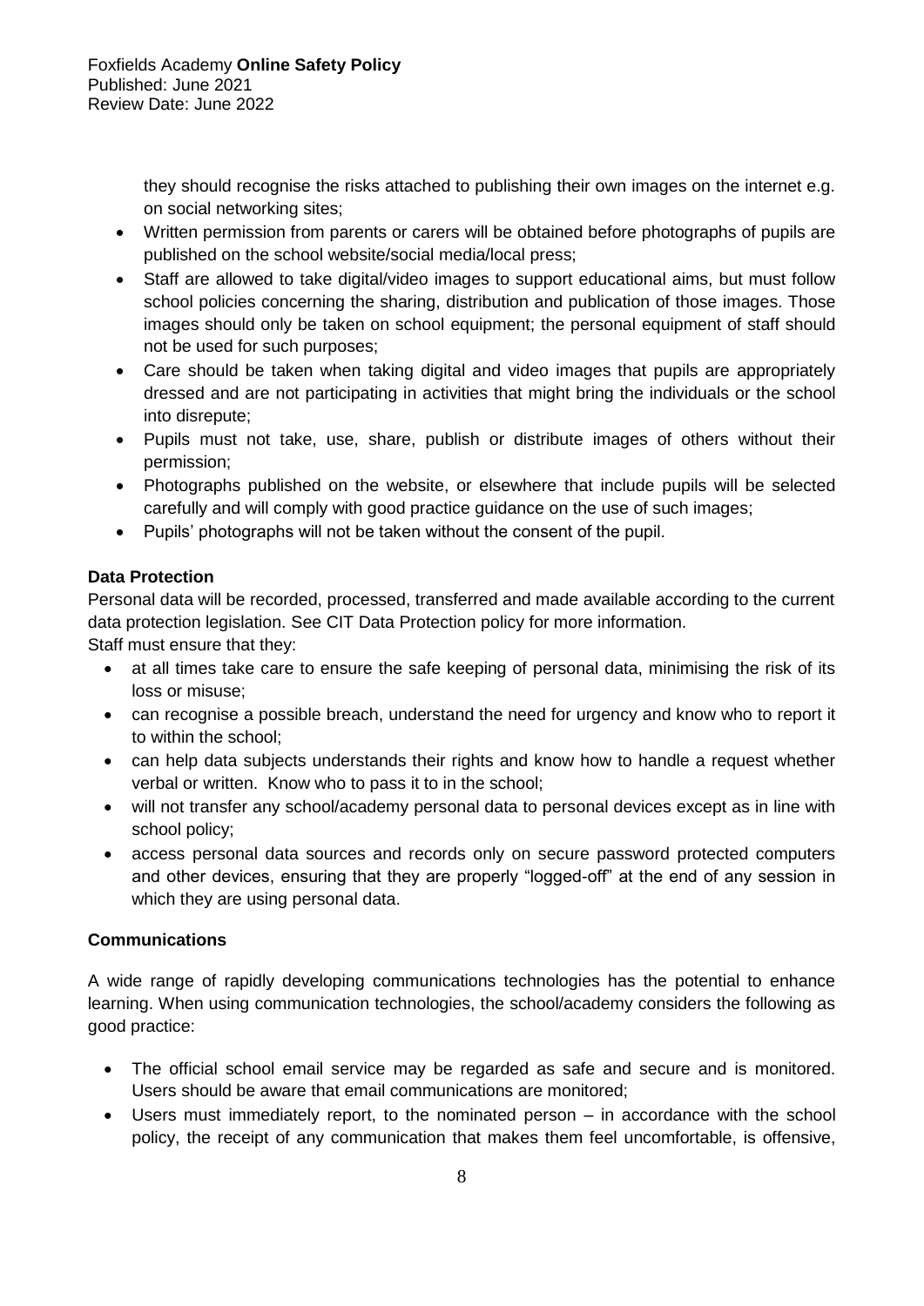they should recognise the risks attached to publishing their own images on the internet e.g. on social networking sites;

- Written permission from parents or carers will be obtained before photographs of pupils are published on the school website/social media/local press;
- Staff are allowed to take digital/video images to support educational aims, but must follow school policies concerning the sharing, distribution and publication of those images. Those images should only be taken on school equipment; the personal equipment of staff should not be used for such purposes;
- Care should be taken when taking digital and video images that pupils are appropriately dressed and are not participating in activities that might bring the individuals or the school into disrepute;
- Pupils must not take, use, share, publish or distribute images of others without their permission;
- Photographs published on the website, or elsewhere that include pupils will be selected carefully and will comply with good practice guidance on the use of such images;
- Pupils' photographs will not be taken without the consent of the pupil.

**Data Protection**

Personal data will be recorded, processed, transferred and made available according to the current data protection legislation. See CIT Data Protection policy for more information.

Staff must ensure that they:

- at all times take care to ensure the safe keeping of personal data, minimising the risk of its loss or misuse;
- can recognise a possible breach, understand the need for urgency and know who to report it to within the school;
- can help data subjects understands their rights and know how to handle a request whether verbal or written. Know who to pass it to in the school;
- will not transfer any school/academy personal data to personal devices except as in line with school policy;
- access personal data sources and records only on secure password protected computers and other devices, ensuring that they are properly "logged-off" at the end of any session in which they are using personal data.

**Communications**

A wide range of rapidly developing communications technologies has the potential to enhance learning. When using communication technologies, the school/academy considers the following as good practice:

- The official school email service may be regarded as safe and secure and is monitored. Users should be aware that email communications are monitored;
- Users must immediately report, to the nominated person – in accordance with the school policy, the receipt of any communication that makes them feel uncomfortable, is offensive,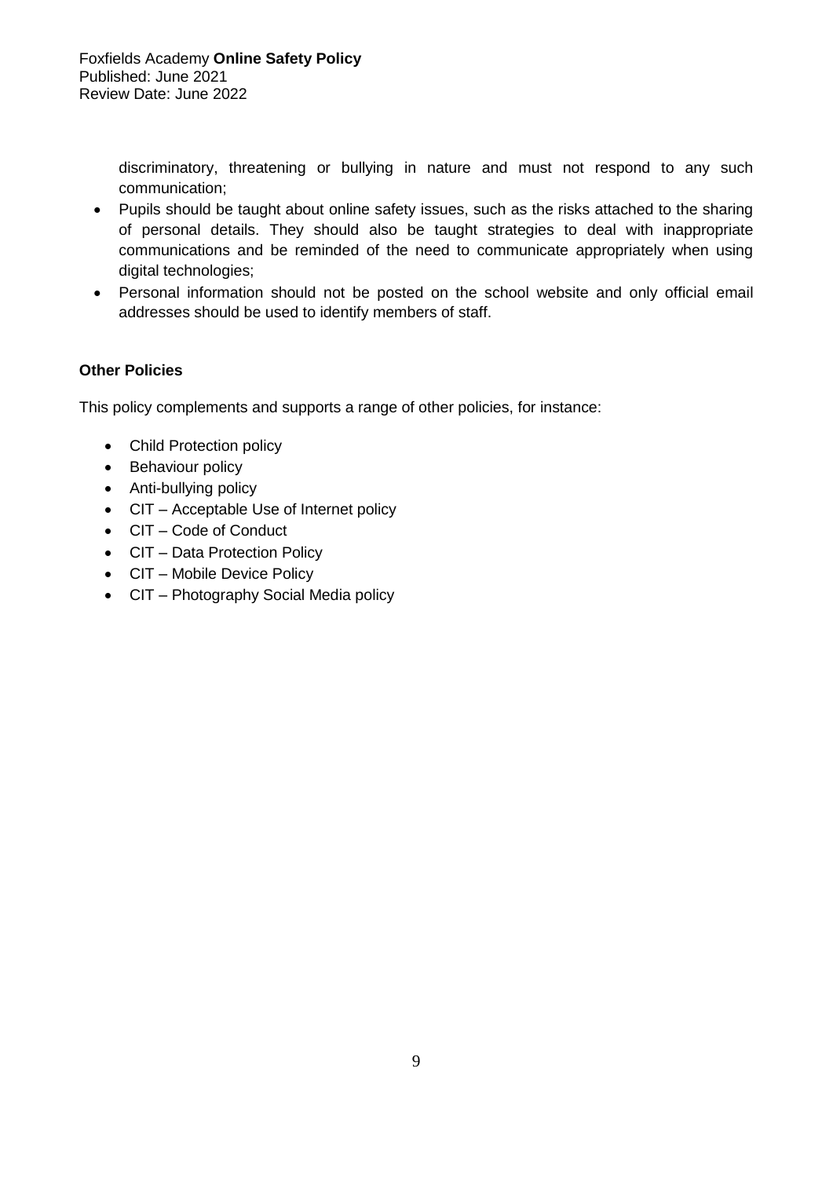discriminatory, threatening or bullying in nature and must not respond to any such communication;

- Pupils should be taught about online safety issues, such as the risks attached to the sharing of personal details. They should also be taught strategies to deal with inappropriate communications and be reminded of the need to communicate appropriately when using digital technologies;
- Personal information should not be posted on the school website and only official email addresses should be used to identify members of staff.

**Other Policies**

This policy complements and supports a range of other policies, for instance:

- Child Protection policy
- Behaviour policy
- Anti-bullying policy
- CIT – Acceptable Use of Internet policy
- CIT – Code of Conduct
- CIT – Data Protection Policy
- CIT – Mobile Device Policy
- CIT – Photography Social Media policy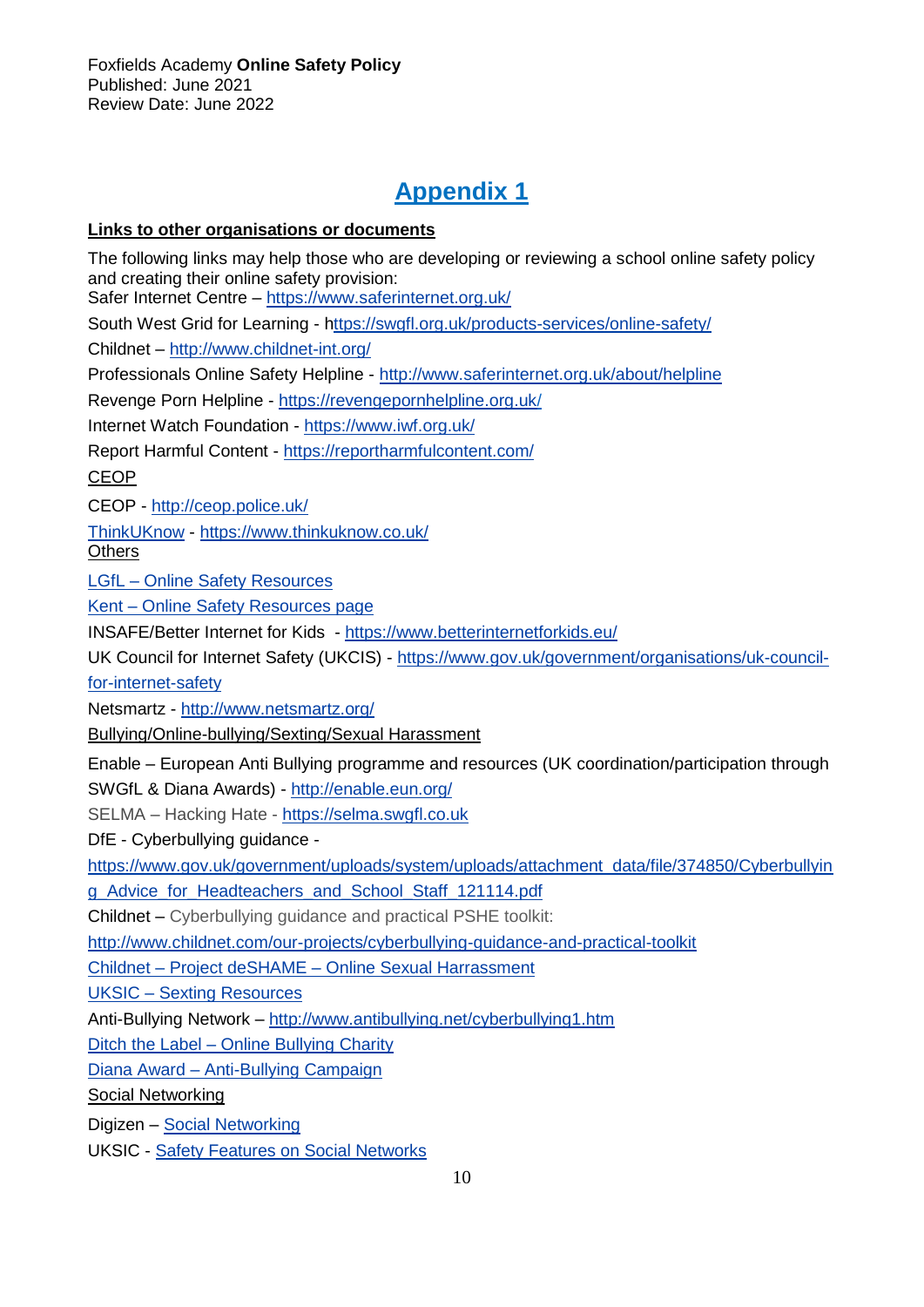# Appendix 1

**Links to other organisations or documents**

The following links may help those who are developing or reviewing a school online safety policy and creating their online safety provision:

Safer Internet Centre – https://www.saferinternet.org.uk/

South West Grid for Learning - https://swgfl.org.uk/products-services/online-safety/

Childnet – http://www.childnet-int.org/

Professionals Online Safety Helpline - http://www.saferinternet.org.uk/about/helpline

Revenge Porn Helpline - https://revengepornhelpline.org.uk/

Internet Watch Foundation - https://www.iwf.org.uk/

Report Harmful Content - https://reportharmfulcontent.com/

CEOP

CEOP - http://ceop.police.uk/

ThinkUKnow - https://www.thinkuknow.co.uk/

Others

LGfL – Online Safety Resources

Kent – Online Safety Resources page

INSAFE/Better Internet for Kids - https://www.betterinternetforkids.eu/

UK Council for Internet Safety (UKCIS) - https://www.gov.uk/government/organisations/uk-council-for-internet-safety

Netsmartz - http://www.netsmartz.org/

Bullying/Online-bullying/Sexting/Sexual Harassment

Enable – European Anti Bullying programme and resources (UK coordination/participation through SWGfL & Diana Awards) - http://enable.eun.org/

SELMA – Hacking Hate - https://selma.swgfl.co.uk

DfE - Cyberbullying guidance - https://www.gov.uk/government/uploads/system/uploads/attachment_data/file/374850/Cyberbullying_Advice_for_Headteachers_and_School_Staff_121114.pdf

Childnet – Cyberbullying guidance and practical PSHE toolkit: http://www.childnet.com/our-projects/cyberbullying-guidance-and-practical-toolkit

Childnet – Project deSHAME – Online Sexual Harrassment

UKSIC – Sexting Resources

Anti-Bullying Network – http://www.antibullying.net/cyberbullying1.htm

Ditch the Label – Online Bullying Charity

Diana Award – Anti-Bullying Campaign

Social Networking

Digizen – Social Networking

UKSIC - Safety Features on Social Networks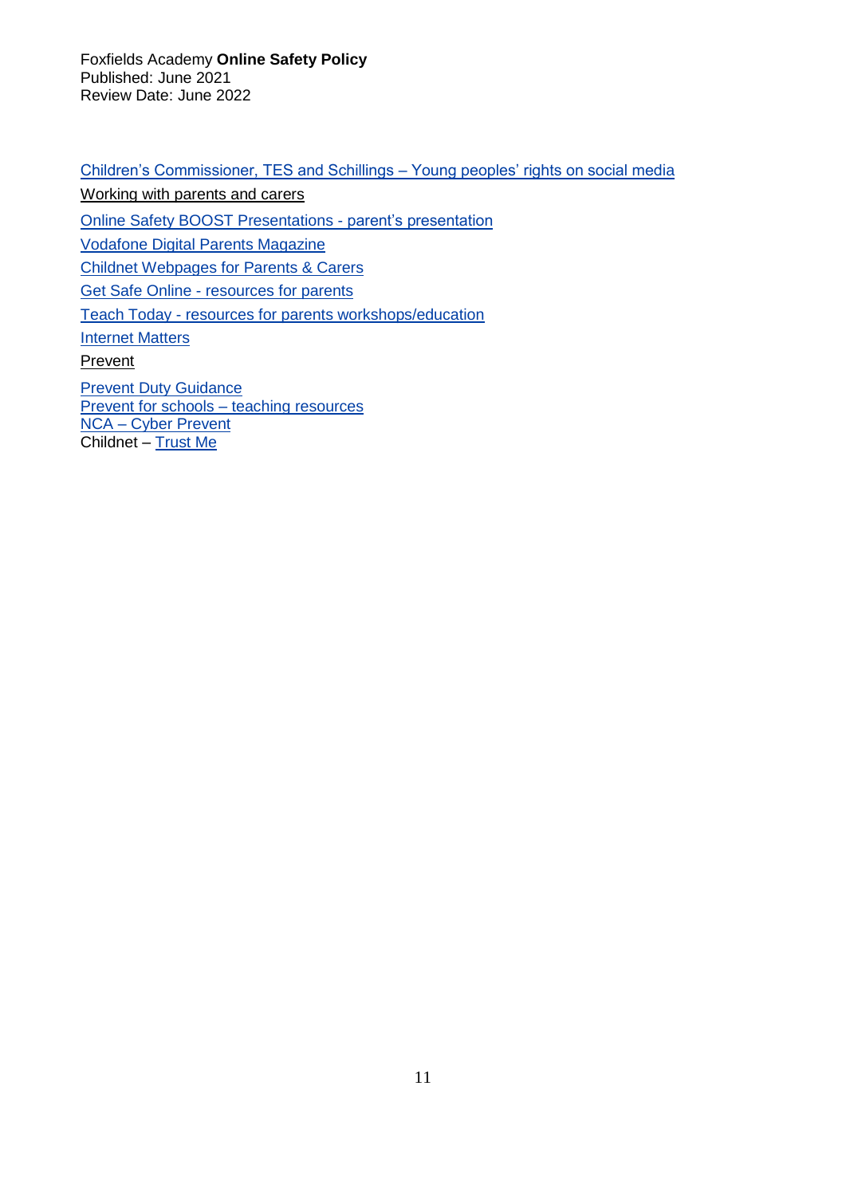Children's Commissioner, TES and Schillings – Young peoples' rights on social media

Working with parents and carers

Online Safety BOOST Presentations - parent's presentation

Vodafone Digital Parents Magazine

Childnet Webpages for Parents & Carers

Get Safe Online - resources for parents

Teach Today - resources for parents workshops/education

Internet Matters

Prevent

Prevent Duty Guidance
Prevent for schools – teaching resources
NCA – Cyber Prevent
Childnet – Trust Me